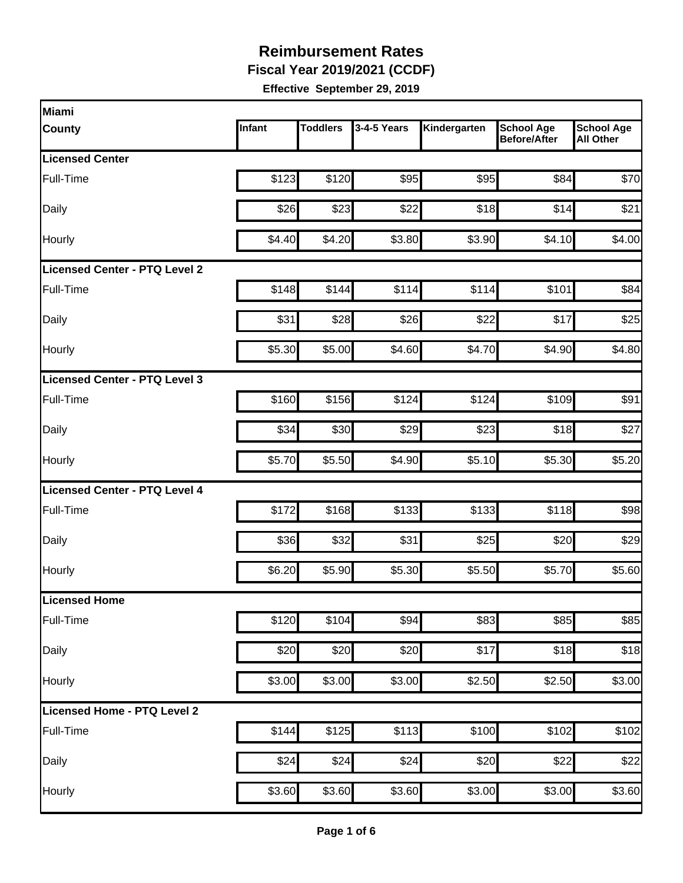# Reimbursement Rates

## Fiscal Year 2019/2021 (CCDF)

**Effective September 29, 2019**

| Miami County | Infant | Toddlers | 3-4-5 Years | Kindergarten | School Age Before/After | School Age All Other |
|---|---|---|---|---|---|---|
| **Licensed Center** | | | | | | |
| Full-Time | $123 | $120 | $95 | $95 | $84 | $70 |
| Daily | $26 | $23 | $22 | $18 | $14 | $21 |
| Hourly | $4.40 | $4.20 | $3.80 | $3.90 | $4.10 | $4.00 |
| **Licensed Center - PTQ Level 2** | | | | | | |
| Full-Time | $148 | $144 | $114 | $114 | $101 | $84 |
| Daily | $31 | $28 | $26 | $22 | $17 | $25 |
| Hourly | $5.30 | $5.00 | $4.60 | $4.70 | $4.90 | $4.80 |
| **Licensed Center - PTQ Level 3** | | | | | | |
| Full-Time | $160 | $156 | $124 | $124 | $109 | $91 |
| Daily | $34 | $30 | $29 | $23 | $18 | $27 |
| Hourly | $5.70 | $5.50 | $4.90 | $5.10 | $5.30 | $5.20 |
| **Licensed Center - PTQ Level 4** | | | | | | |
| Full-Time | $172 | $168 | $133 | $133 | $118 | $98 |
| Daily | $36 | $32 | $31 | $25 | $20 | $29 |
| Hourly | $6.20 | $5.90 | $5.30 | $5.50 | $5.70 | $5.60 |
| **Licensed Home** | | | | | | |
| Full-Time | $120 | $104 | $94 | $83 | $85 | $85 |
| Daily | $20 | $20 | $20 | $17 | $18 | $18 |
| Hourly | $3.00 | $3.00 | $3.00 | $2.50 | $2.50 | $3.00 |
| **Licensed Home - PTQ Level 2** | | | | | | |
| Full-Time | $144 | $125 | $113 | $100 | $102 | $102 |
| Daily | $24 | $24 | $24 | $20 | $22 | $22 |
| Hourly | $3.60 | $3.60 | $3.60 | $3.00 | $3.00 | $3.60 |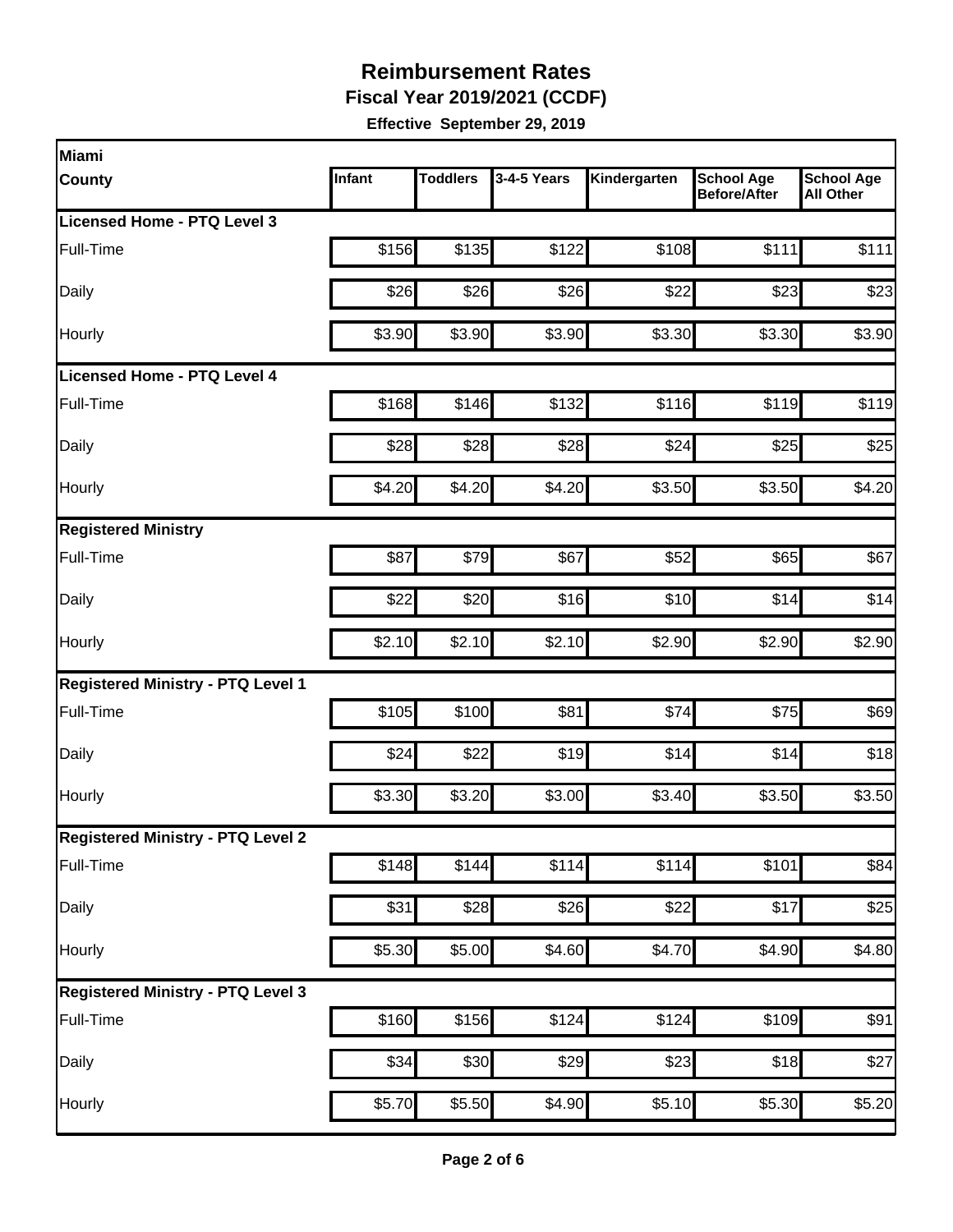# Reimbursement Rates

**Fiscal Year 2019/2021 (CCDF)**

**Effective September 29, 2019**

| Miami County | Infant | Toddlers | 3-4-5 Years | Kindergarten | School Age Before/After | School Age All Other |
|---|---|---|---|---|---|---|
| **Licensed Home - PTQ Level 3** | | | | | | |
| Full-Time | $156 | $135 | $122 | $108 | $111 | $111 |
| Daily | $26 | $26 | $26 | $22 | $23 | $23 |
| Hourly | $3.90 | $3.90 | $3.90 | $3.30 | $3.30 | $3.90 |
| **Licensed Home - PTQ Level 4** | | | | | | |
| Full-Time | $168 | $146 | $132 | $116 | $119 | $119 |
| Daily | $28 | $28 | $28 | $24 | $25 | $25 |
| Hourly | $4.20 | $4.20 | $4.20 | $3.50 | $3.50 | $4.20 |
| **Registered Ministry** | | | | | | |
| Full-Time | $87 | $79 | $67 | $52 | $65 | $67 |
| Daily | $22 | $20 | $16 | $10 | $14 | $14 |
| Hourly | $2.10 | $2.10 | $2.10 | $2.90 | $2.90 | $2.90 |
| **Registered Ministry - PTQ Level 1** | | | | | | |
| Full-Time | $105 | $100 | $81 | $74 | $75 | $69 |
| Daily | $24 | $22 | $19 | $14 | $14 | $18 |
| Hourly | $3.30 | $3.20 | $3.00 | $3.40 | $3.50 | $3.50 |
| **Registered Ministry - PTQ Level 2** | | | | | | |
| Full-Time | $148 | $144 | $114 | $114 | $101 | $84 |
| Daily | $31 | $28 | $26 | $22 | $17 | $25 |
| Hourly | $5.30 | $5.00 | $4.60 | $4.70 | $4.90 | $4.80 |
| **Registered Ministry - PTQ Level 3** | | | | | | |
| Full-Time | $160 | $156 | $124 | $124 | $109 | $91 |
| Daily | $34 | $30 | $29 | $23 | $18 | $27 |
| Hourly | $5.70 | $5.50 | $4.90 | $5.10 | $5.30 | $5.20 |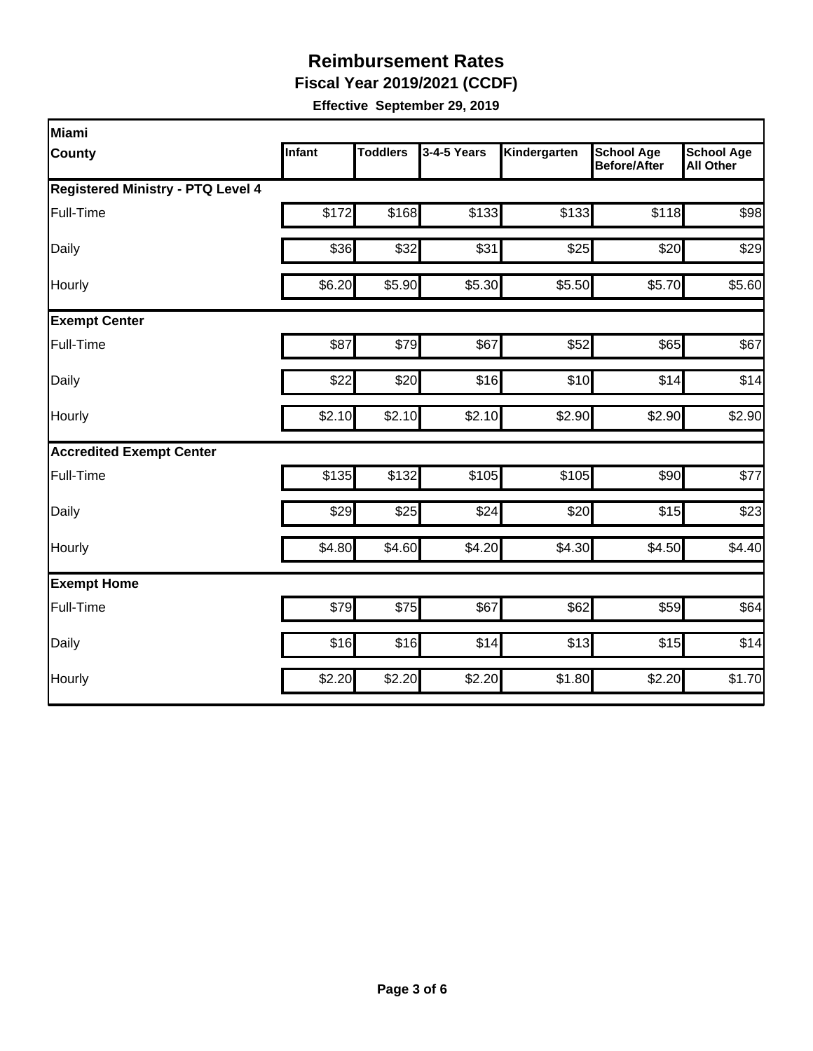# Reimbursement Rates

**Fiscal Year 2019/2021 (CCDF)**

**Effective September 29, 2019**

| Miami County | Infant | Toddlers | 3-4-5 Years | Kindergarten | School Age Before/After | School Age All Other |
|---|---|---|---|---|---|---|
| **Registered Ministry - PTQ Level 4** | | | | | | |
| Full-Time | $172 | $168 | $133 | $133 | $118 | $98 |
| Daily | $36 | $32 | $31 | $25 | $20 | $29 |
| Hourly | $6.20 | $5.90 | $5.30 | $5.50 | $5.70 | $5.60 |
| **Exempt Center** | | | | | | |
| Full-Time | $87 | $79 | $67 | $52 | $65 | $67 |
| Daily | $22 | $20 | $16 | $10 | $14 | $14 |
| Hourly | $2.10 | $2.10 | $2.10 | $2.90 | $2.90 | $2.90 |
| **Accredited Exempt Center** | | | | | | |
| Full-Time | $135 | $132 | $105 | $105 | $90 | $77 |
| Daily | $29 | $25 | $24 | $20 | $15 | $23 |
| Hourly | $4.80 | $4.60 | $4.20 | $4.30 | $4.50 | $4.40 |
| **Exempt Home** | | | | | | |
| Full-Time | $79 | $75 | $67 | $62 | $59 | $64 |
| Daily | $16 | $16 | $14 | $13 | $15 | $14 |
| Hourly | $2.20 | $2.20 | $2.20 | $1.80 | $2.20 | $1.70 |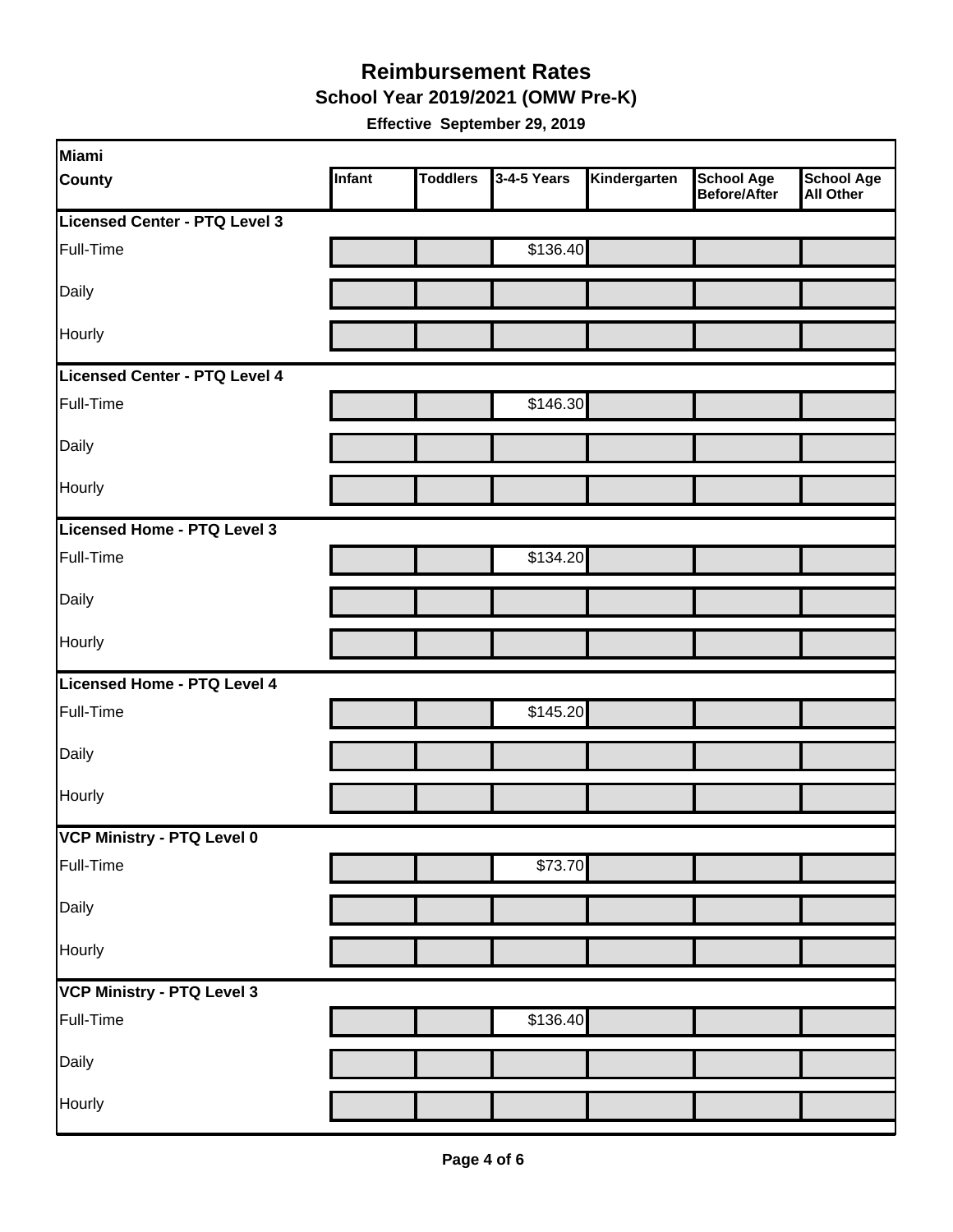# Reimbursement Rates

**School Year 2019/2021 (OMW Pre-K)**

**Effective September 29, 2019**

| Miami County | Infant | Toddlers | 3-4-5 Years | Kindergarten | School Age Before/After | School Age All Other |
|---|---|---|---|---|---|---|
| **Licensed Center - PTQ Level 3** | | | | | | |
| Full-Time | | | $136.40 | | | |
| Daily | | | | | | |
| Hourly | | | | | | |
| **Licensed Center - PTQ Level 4** | | | | | | |
| Full-Time | | | $146.30 | | | |
| Daily | | | | | | |
| Hourly | | | | | | |
| **Licensed Home - PTQ Level 3** | | | | | | |
| Full-Time | | | $134.20 | | | |
| Daily | | | | | | |
| Hourly | | | | | | |
| **Licensed Home - PTQ Level 4** | | | | | | |
| Full-Time | | | $145.20 | | | |
| Daily | | | | | | |
| Hourly | | | | | | |
| **VCP Ministry - PTQ Level 0** | | | | | | |
| Full-Time | | | $73.70 | | | |
| Daily | | | | | | |
| Hourly | | | | | | |
| **VCP Ministry - PTQ Level 3** | | | | | | |
| Full-Time | | | $136.40 | | | |
| Daily | | | | | | |
| Hourly | | | | | | |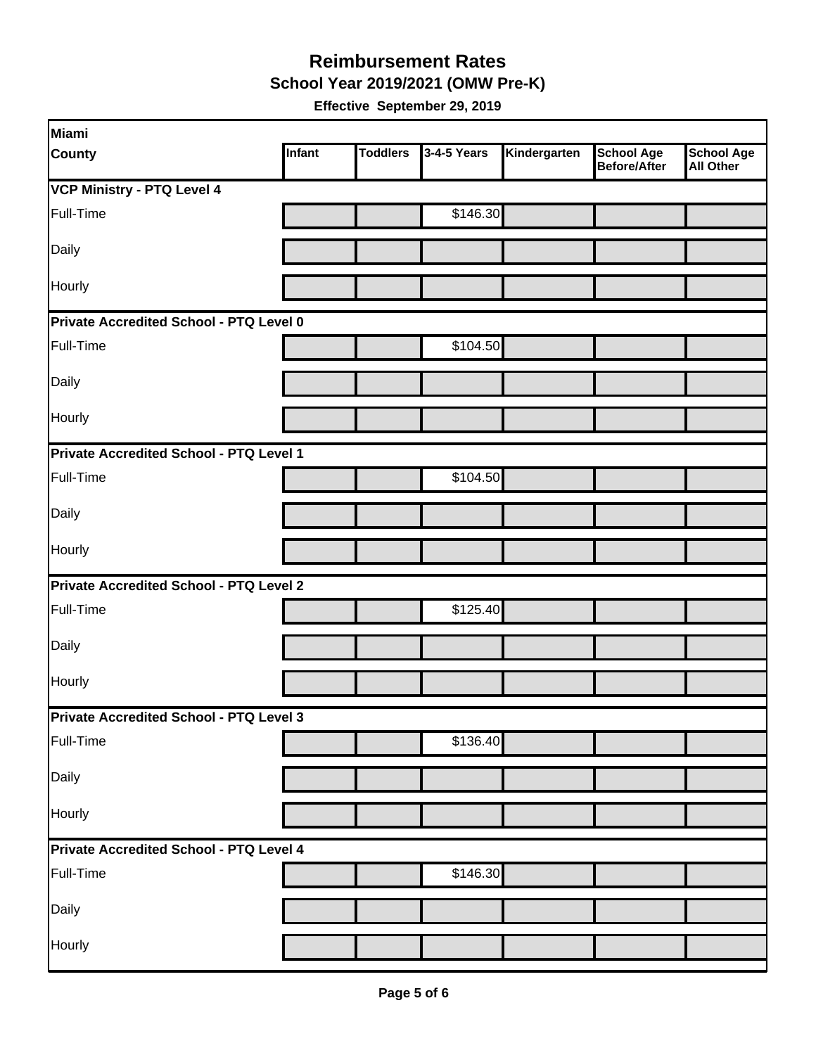# Reimbursement Rates

## School Year 2019/2021 (OMW Pre-K)

**Effective September 29, 2019**

| Miami County | Infant | Toddlers | 3-4-5 Years | Kindergarten | School Age Before/After | School Age All Other |
|---|---|---|---|---|---|---|
| **VCP Ministry - PTQ Level 4** | | | | | | |
| Full-Time | | | $146.30 | | | |
| Daily | | | | | | |
| Hourly | | | | | | |
| **Private Accredited School - PTQ Level 0** | | | | | | |
| Full-Time | | | $104.50 | | | |
| Daily | | | | | | |
| Hourly | | | | | | |
| **Private Accredited School - PTQ Level 1** | | | | | | |
| Full-Time | | | $104.50 | | | |
| Daily | | | | | | |
| Hourly | | | | | | |
| **Private Accredited School - PTQ Level 2** | | | | | | |
| Full-Time | | | $125.40 | | | |
| Daily | | | | | | |
| Hourly | | | | | | |
| **Private Accredited School - PTQ Level 3** | | | | | | |
| Full-Time | | | $136.40 | | | |
| Daily | | | | | | |
| Hourly | | | | | | |
| **Private Accredited School - PTQ Level 4** | | | | | | |
| Full-Time | | | $146.30 | | | |
| Daily | | | | | | |
| Hourly | | | | | | |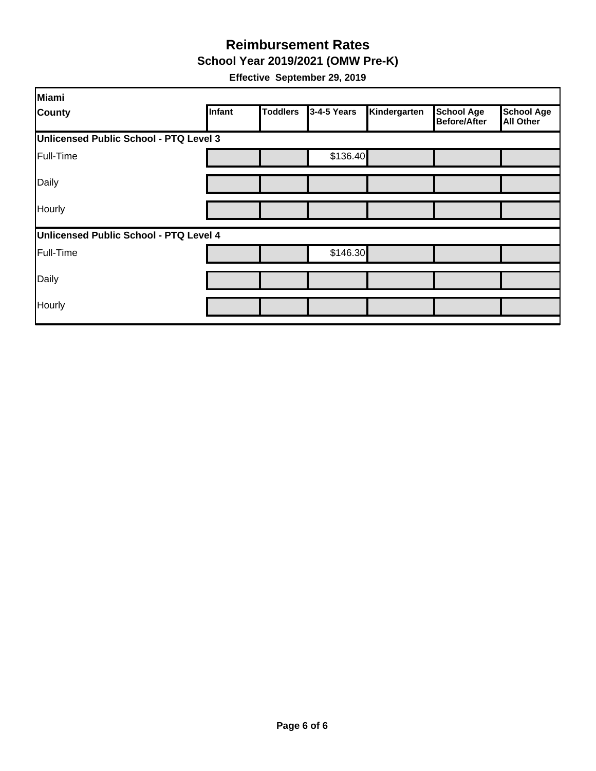# Reimbursement Rates

## School Year 2019/2021 (OMW Pre-K)

**Effective September 29, 2019**

| Miami County | Infant | Toddlers | 3-4-5 Years | Kindergarten | School Age Before/After | School Age All Other |
|---|---|---|---|---|---|---|
| **Unlicensed Public School - PTQ Level 3** | | | | | | |
| Full-Time | | | $136.40 | | | |
| Daily | | | | | | |
| Hourly | | | | | | |
| **Unlicensed Public School - PTQ Level 4** | | | | | | |
| Full-Time | | | $146.30 | | | |
| Daily | | | | | | |
| Hourly | | | | | | |